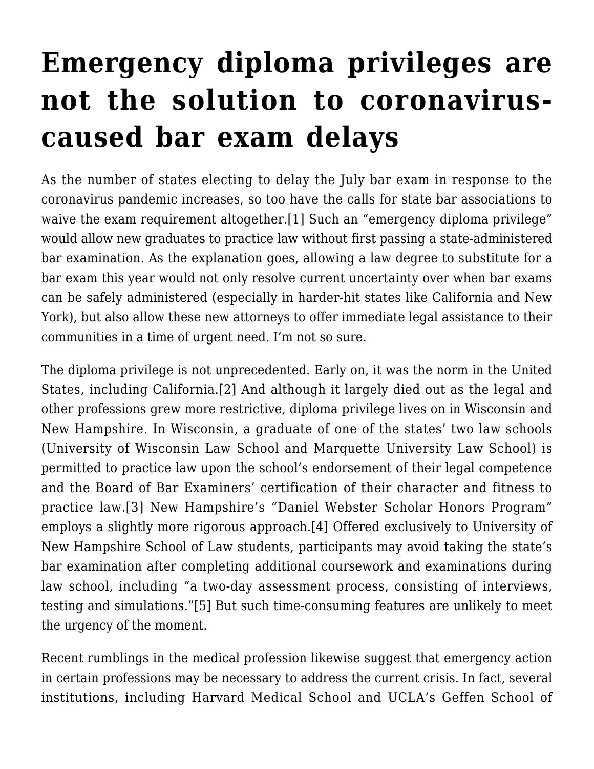# Emergency diploma privileges are not the solution to coronavirus-caused bar exam delays

As the number of states electing to delay the July bar exam in response to the coronavirus pandemic increases, so too have the calls for state bar associations to waive the exam requirement altogether.[1] Such an "emergency diploma privilege" would allow new graduates to practice law without first passing a state-administered bar examination. As the explanation goes, allowing a law degree to substitute for a bar exam this year would not only resolve current uncertainty over when bar exams can be safely administered (especially in harder-hit states like California and New York), but also allow these new attorneys to offer immediate legal assistance to their communities in a time of urgent need. I'm not so sure.

The diploma privilege is not unprecedented. Early on, it was the norm in the United States, including California.[2] And although it largely died out as the legal and other professions grew more restrictive, diploma privilege lives on in Wisconsin and New Hampshire. In Wisconsin, a graduate of one of the states' two law schools (University of Wisconsin Law School and Marquette University Law School) is permitted to practice law upon the school's endorsement of their legal competence and the Board of Bar Examiners' certification of their character and fitness to practice law.[3] New Hampshire's "Daniel Webster Scholar Honors Program" employs a slightly more rigorous approach.[4] Offered exclusively to University of New Hampshire School of Law students, participants may avoid taking the state's bar examination after completing additional coursework and examinations during law school, including "a two-day assessment process, consisting of interviews, testing and simulations."[5] But such time-consuming features are unlikely to meet the urgency of the moment.

Recent rumblings in the medical profession likewise suggest that emergency action in certain professions may be necessary to address the current crisis. In fact, several institutions, including Harvard Medical School and UCLA's Geffen School of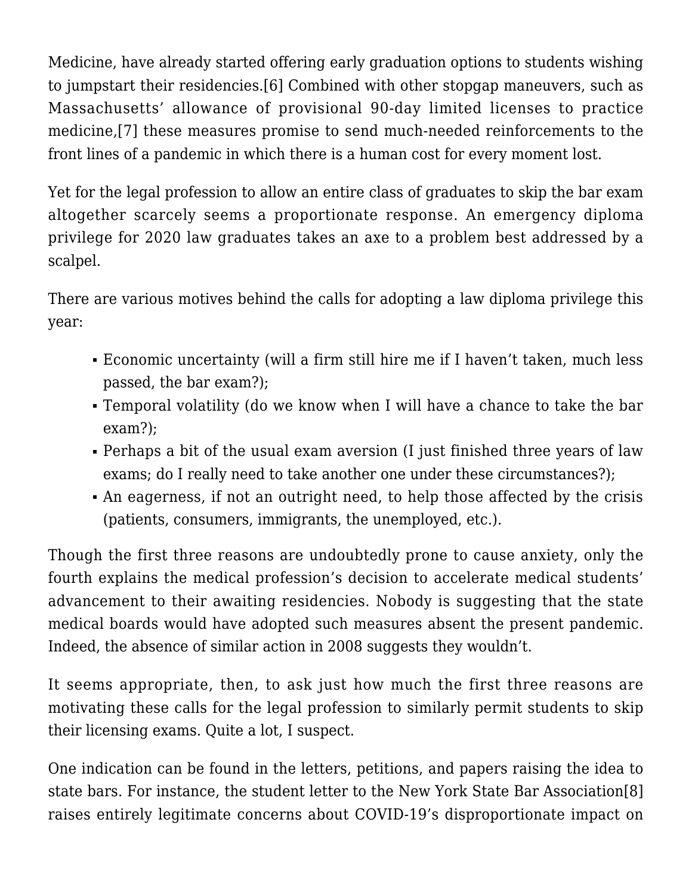Medicine, have already started offering early graduation options to students wishing to jumpstart their residencies.[6] Combined with other stopgap maneuvers, such as Massachusetts' allowance of provisional 90-day limited licenses to practice medicine,[7] these measures promise to send much-needed reinforcements to the front lines of a pandemic in which there is a human cost for every moment lost.

Yet for the legal profession to allow an entire class of graduates to skip the bar exam altogether scarcely seems a proportionate response. An emergency diploma privilege for 2020 law graduates takes an axe to a problem best addressed by a scalpel.

There are various motives behind the calls for adopting a law diploma privilege this year:

- Economic uncertainty (will a firm still hire me if I haven't taken, much less passed, the bar exam?);
- Temporal volatility (do we know when I will have a chance to take the bar exam?);
- Perhaps a bit of the usual exam aversion (I just finished three years of law exams; do I really need to take another one under these circumstances?);
- An eagerness, if not an outright need, to help those affected by the crisis (patients, consumers, immigrants, the unemployed, etc.).

Though the first three reasons are undoubtedly prone to cause anxiety, only the fourth explains the medical profession's decision to accelerate medical students' advancement to their awaiting residencies. Nobody is suggesting that the state medical boards would have adopted such measures absent the present pandemic. Indeed, the absence of similar action in 2008 suggests they wouldn't.

It seems appropriate, then, to ask just how much the first three reasons are motivating these calls for the legal profession to similarly permit students to skip their licensing exams. Quite a lot, I suspect.

One indication can be found in the letters, petitions, and papers raising the idea to state bars. For instance, the student letter to the New York State Bar Association[8] raises entirely legitimate concerns about COVID-19's disproportionate impact on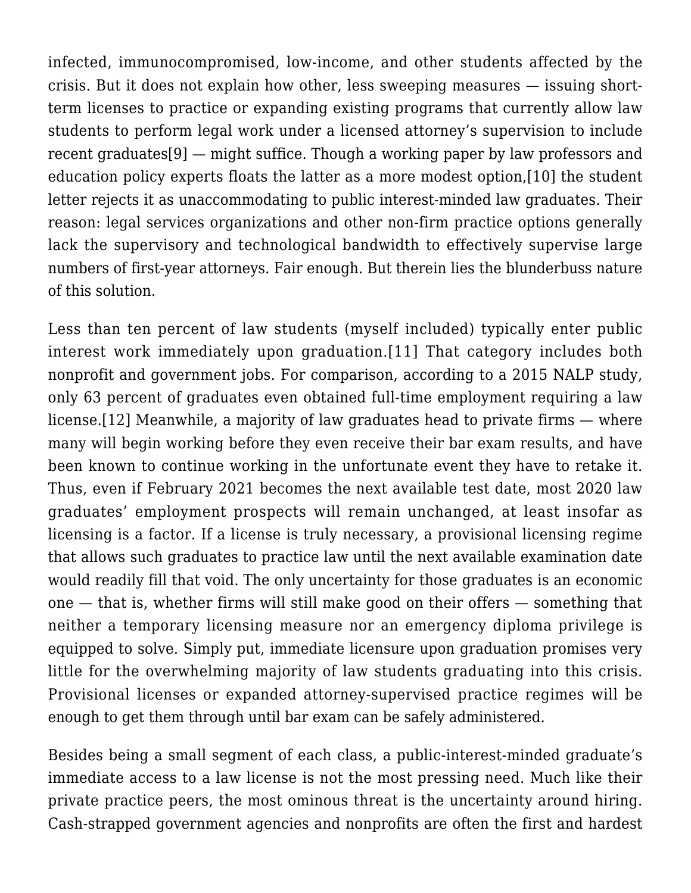infected, immunocompromised, low-income, and other students affected by the crisis. But it does not explain how other, less sweeping measures — issuing short-term licenses to practice or expanding existing programs that currently allow law students to perform legal work under a licensed attorney's supervision to include recent graduates[9] — might suffice. Though a working paper by law professors and education policy experts floats the latter as a more modest option,[10] the student letter rejects it as unaccommodating to public interest-minded law graduates. Their reason: legal services organizations and other non-firm practice options generally lack the supervisory and technological bandwidth to effectively supervise large numbers of first-year attorneys. Fair enough. But therein lies the blunderbuss nature of this solution.

Less than ten percent of law students (myself included) typically enter public interest work immediately upon graduation.[11] That category includes both nonprofit and government jobs. For comparison, according to a 2015 NALP study, only 63 percent of graduates even obtained full-time employment requiring a law license.[12] Meanwhile, a majority of law graduates head to private firms — where many will begin working before they even receive their bar exam results, and have been known to continue working in the unfortunate event they have to retake it. Thus, even if February 2021 becomes the next available test date, most 2020 law graduates' employment prospects will remain unchanged, at least insofar as licensing is a factor. If a license is truly necessary, a provisional licensing regime that allows such graduates to practice law until the next available examination date would readily fill that void. The only uncertainty for those graduates is an economic one — that is, whether firms will still make good on their offers — something that neither a temporary licensing measure nor an emergency diploma privilege is equipped to solve. Simply put, immediate licensure upon graduation promises very little for the overwhelming majority of law students graduating into this crisis. Provisional licenses or expanded attorney-supervised practice regimes will be enough to get them through until bar exam can be safely administered.

Besides being a small segment of each class, a public-interest-minded graduate's immediate access to a law license is not the most pressing need. Much like their private practice peers, the most ominous threat is the uncertainty around hiring. Cash-strapped government agencies and nonprofits are often the first and hardest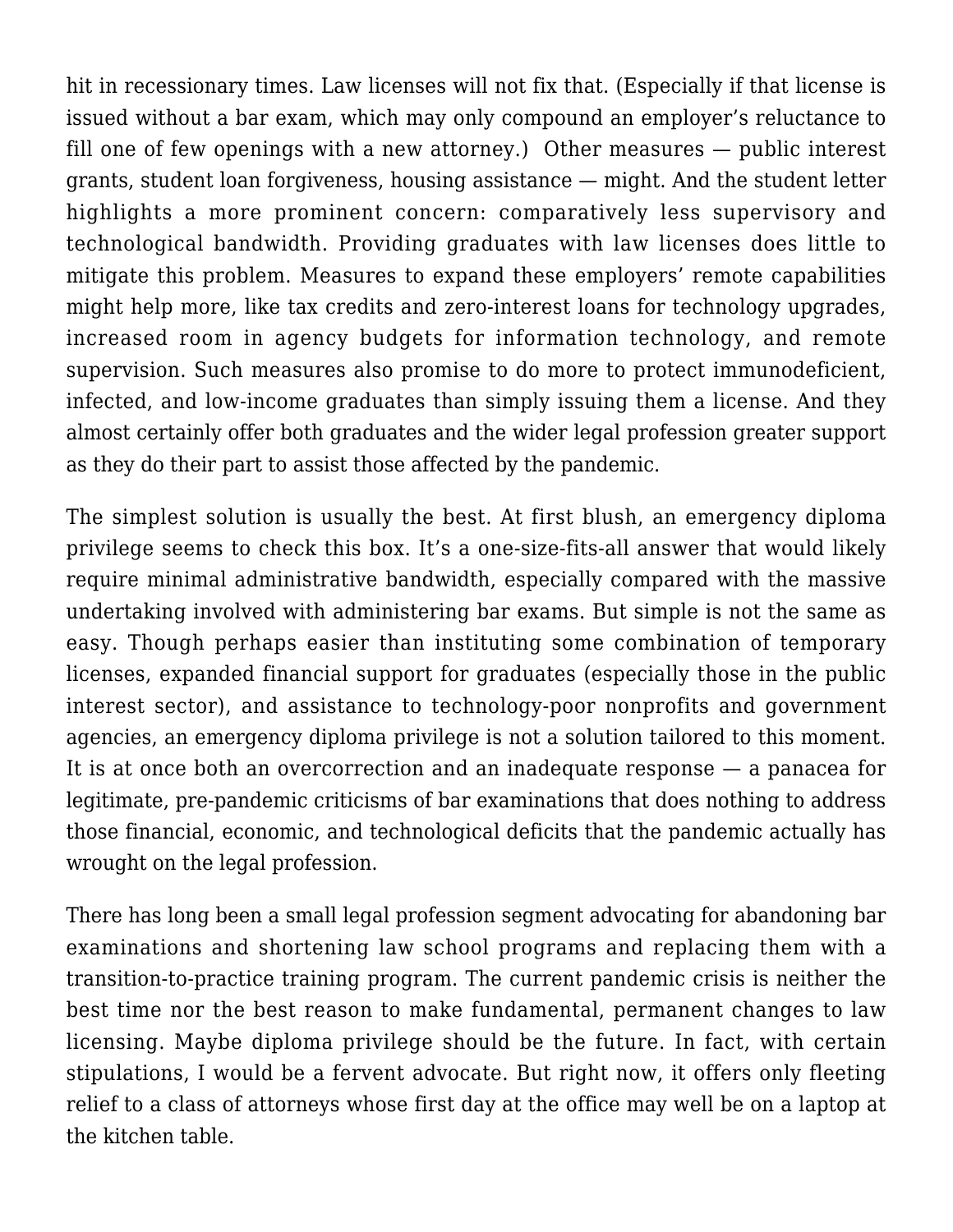hit in recessionary times. Law licenses will not fix that. (Especially if that license is issued without a bar exam, which may only compound an employer's reluctance to fill one of few openings with a new attorney.) Other measures — public interest grants, student loan forgiveness, housing assistance — might. And the student letter highlights a more prominent concern: comparatively less supervisory and technological bandwidth. Providing graduates with law licenses does little to mitigate this problem. Measures to expand these employers' remote capabilities might help more, like tax credits and zero-interest loans for technology upgrades, increased room in agency budgets for information technology, and remote supervision. Such measures also promise to do more to protect immunodeficient, infected, and low-income graduates than simply issuing them a license. And they almost certainly offer both graduates and the wider legal profession greater support as they do their part to assist those affected by the pandemic.

The simplest solution is usually the best. At first blush, an emergency diploma privilege seems to check this box. It's a one-size-fits-all answer that would likely require minimal administrative bandwidth, especially compared with the massive undertaking involved with administering bar exams. But simple is not the same as easy. Though perhaps easier than instituting some combination of temporary licenses, expanded financial support for graduates (especially those in the public interest sector), and assistance to technology-poor nonprofits and government agencies, an emergency diploma privilege is not a solution tailored to this moment. It is at once both an overcorrection and an inadequate response — a panacea for legitimate, pre-pandemic criticisms of bar examinations that does nothing to address those financial, economic, and technological deficits that the pandemic actually has wrought on the legal profession.

There has long been a small legal profession segment advocating for abandoning bar examinations and shortening law school programs and replacing them with a transition-to-practice training program. The current pandemic crisis is neither the best time nor the best reason to make fundamental, permanent changes to law licensing. Maybe diploma privilege should be the future. In fact, with certain stipulations, I would be a fervent advocate. But right now, it offers only fleeting relief to a class of attorneys whose first day at the office may well be on a laptop at the kitchen table.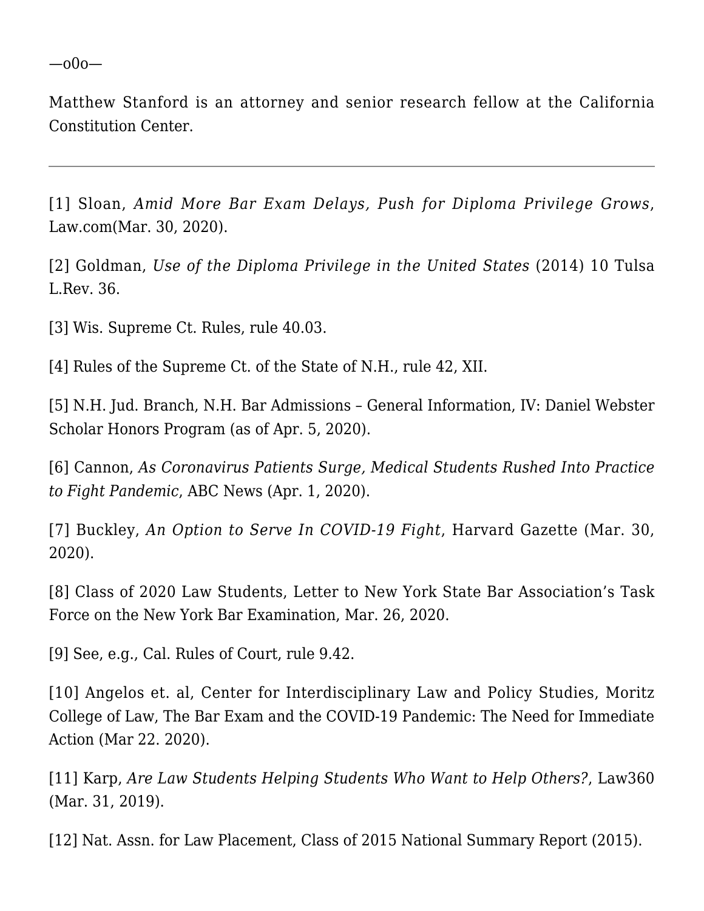—o0o—

Matthew Stanford is an attorney and senior research fellow at the California Constitution Center.

---

[1] Sloan, *Amid More Bar Exam Delays, Push for Diploma Privilege Grows*, Law.com(Mar. 30, 2020).

[2] Goldman, *Use of the Diploma Privilege in the United States* (2014) 10 Tulsa L.Rev. 36.

[3] Wis. Supreme Ct. Rules, rule 40.03.

[4] Rules of the Supreme Ct. of the State of N.H., rule 42, XII.

[5] N.H. Jud. Branch, N.H. Bar Admissions – General Information, IV: Daniel Webster Scholar Honors Program (as of Apr. 5, 2020).

[6] Cannon, *As Coronavirus Patients Surge, Medical Students Rushed Into Practice to Fight Pandemic*, ABC News (Apr. 1, 2020).

[7] Buckley, *An Option to Serve In COVID-19 Fight*, Harvard Gazette (Mar. 30, 2020).

[8] Class of 2020 Law Students, Letter to New York State Bar Association's Task Force on the New York Bar Examination, Mar. 26, 2020.

[9] See, e.g., Cal. Rules of Court, rule 9.42.

[10] Angelos et. al, Center for Interdisciplinary Law and Policy Studies, Moritz College of Law, The Bar Exam and the COVID-19 Pandemic: The Need for Immediate Action (Mar 22. 2020).

[11] Karp, *Are Law Students Helping Students Who Want to Help Others?*, Law360 (Mar. 31, 2019).

[12] Nat. Assn. for Law Placement, Class of 2015 National Summary Report (2015).